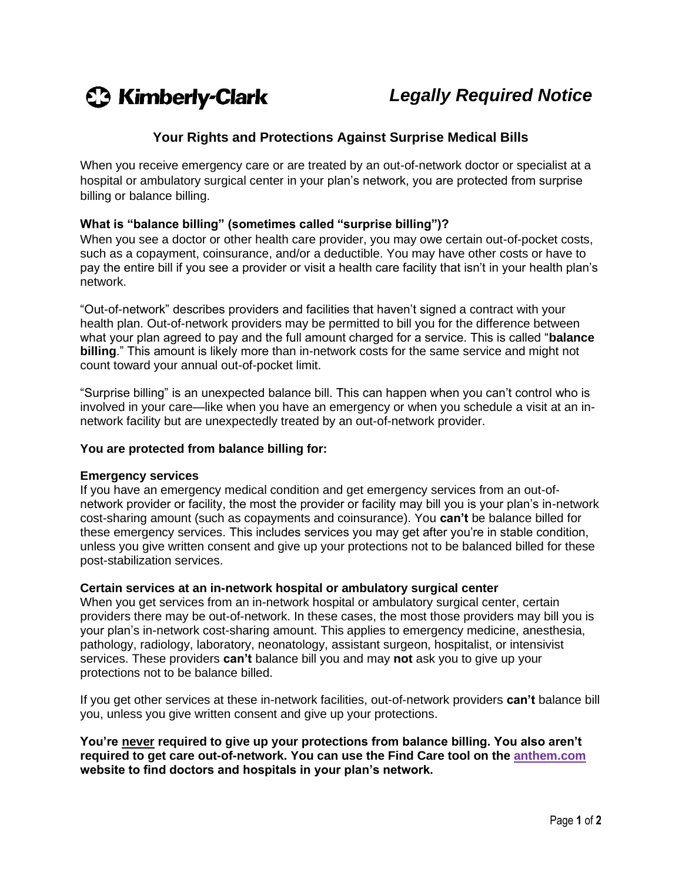**Kimberly-Clark** *Legally Required Notice*

# Your Rights and Protections Against Surprise Medical Bills

When you receive emergency care or are treated by an out-of-network doctor or specialist at a hospital or ambulatory surgical center in your plan's network, you are protected from surprise billing or balance billing.

### What is "balance billing" (sometimes called "surprise billing")?

When you see a doctor or other health care provider, you may owe certain out-of-pocket costs, such as a copayment, coinsurance, and/or a deductible. You may have other costs or have to pay the entire bill if you see a provider or visit a health care facility that isn't in your health plan's network.

"Out-of-network" describes providers and facilities that haven't signed a contract with your health plan. Out-of-network providers may be permitted to bill you for the difference between what your plan agreed to pay and the full amount charged for a service. This is called "**balance billing**." This amount is likely more than in-network costs for the same service and might not count toward your annual out-of-pocket limit.

"Surprise billing" is an unexpected balance bill. This can happen when you can't control who is involved in your care—like when you have an emergency or when you schedule a visit at an in-network facility but are unexpectedly treated by an out-of-network provider.

### You are protected from balance billing for:

**Emergency services**

If you have an emergency medical condition and get emergency services from an out-of-network provider or facility, the most the provider or facility may bill you is your plan's in-network cost-sharing amount (such as copayments and coinsurance). You **can't** be balance billed for these emergency services. This includes services you may get after you're in stable condition, unless you give written consent and give up your protections not to be balanced billed for these post-stabilization services.

**Certain services at an in-network hospital or ambulatory surgical center**

When you get services from an in-network hospital or ambulatory surgical center, certain providers there may be out-of-network. In these cases, the most those providers may bill you is your plan's in-network cost-sharing amount. This applies to emergency medicine, anesthesia, pathology, radiology, laboratory, neonatology, assistant surgeon, hospitalist, or intensivist services. These providers **can't** balance bill you and may **not** ask you to give up your protections not to be balance billed.

If you get other services at these in-network facilities, out-of-network providers **can't** balance bill you, unless you give written consent and give up your protections.

**You're <u>never</u> required to give up your protections from balance billing. You also aren't required to get care out-of-network. You can use the Find Care tool on the [anthem.com](anthem.com) website to find doctors and hospitals in your plan's network.**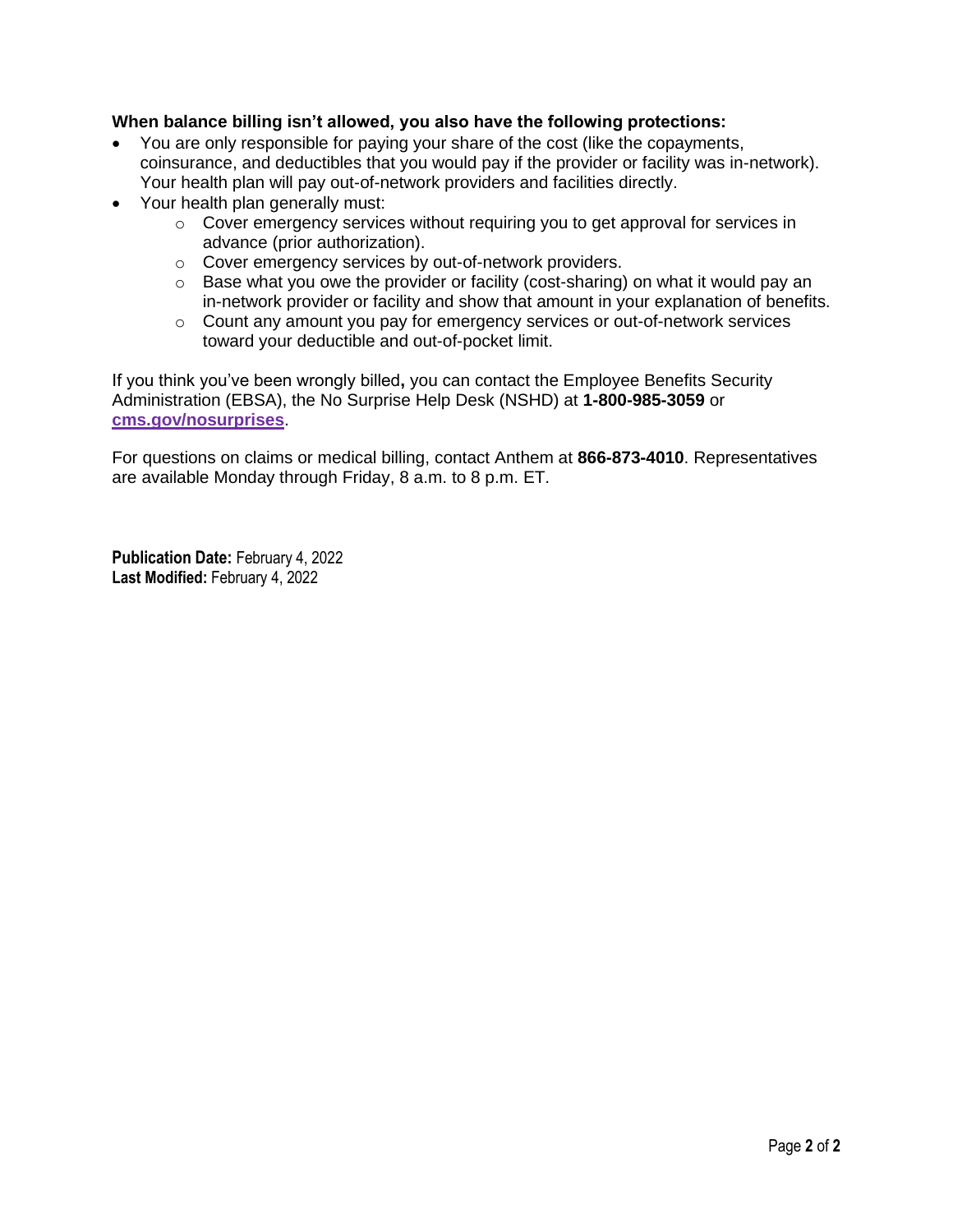**When balance billing isn't allowed, you also have the following protections:**

- You are only responsible for paying your share of the cost (like the copayments, coinsurance, and deductibles that you would pay if the provider or facility was in-network). Your health plan will pay out-of-network providers and facilities directly.
- Your health plan generally must:
    - Cover emergency services without requiring you to get approval for services in advance (prior authorization).
    - Cover emergency services by out-of-network providers.
    - Base what you owe the provider or facility (cost-sharing) on what it would pay an in-network provider or facility and show that amount in your explanation of benefits.
    - Count any amount you pay for emergency services or out-of-network services toward your deductible and out-of-pocket limit.

If you think you've been wrongly billed**,** you can contact the Employee Benefits Security Administration (EBSA), the No Surprise Help Desk (NSHD) at **1-800-985-3059** or **cms.gov/nosurprises**.

For questions on claims or medical billing, contact Anthem at **866-873-4010**. Representatives are available Monday through Friday, 8 a.m. to 8 p.m. ET.

**Publication Date:** February 4, 2022
**Last Modified:** February 4, 2022